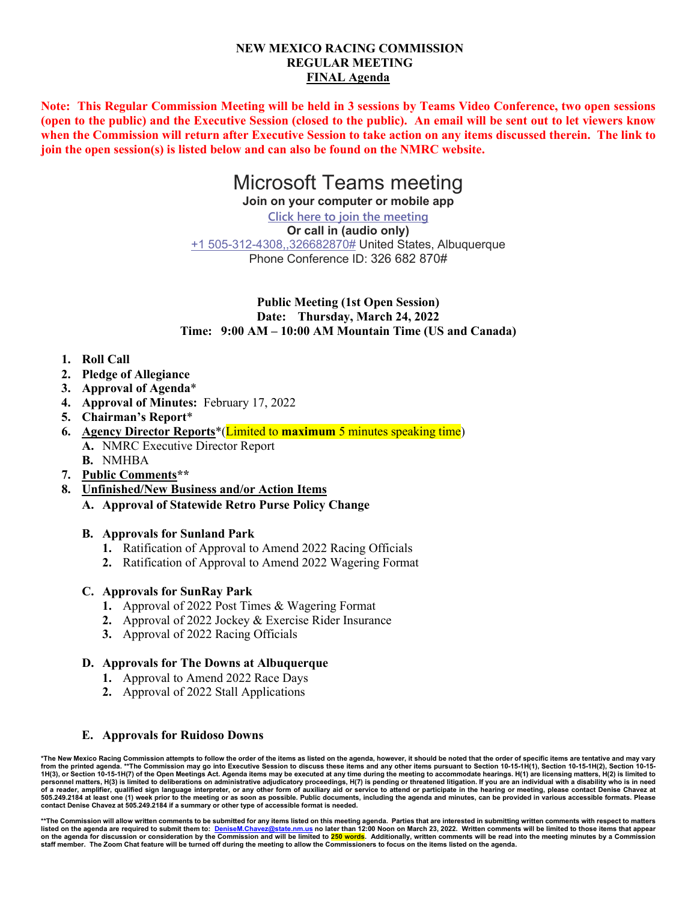# NEW MEXICO RACING COMMISSION
## REGULAR MEETING
## FINAL Agenda

**Note: This Regular Commission Meeting will be held in 3 sessions by Teams Video Conference, two open sessions (open to the public) and the Executive Session (closed to the public). An email will be sent out to let viewers know when the Commission will return after Executive Session to take action on any items discussed therein. The link to join the open session(s) is listed below and can also be found on the NMRC website.**

## Microsoft Teams meeting

**Join on your computer or mobile app**

Click here to join the meeting

**Or call in (audio only)**

+1 505-312-4308,,326682870# United States, Albuquerque

Phone Conference ID: 326 682 870#

**Public Meeting (1st Open Session)**
**Date: Thursday, March 24, 2022**
**Time: 9:00 AM – 10:00 AM Mountain Time (US and Canada)**

1. **Roll Call**
2. **Pledge of Allegiance**
3. **Approval of Agenda***
4. **Approval of Minutes:** February 17, 2022
5. **Chairman's Report***
6. **Agency Director Reports***(Limited to **maximum** 5 minutes speaking time)
   - **A.** NMRC Executive Director Report
   - **B.** NMHBA
7. **Public Comments****
8. **Unfinished/New Business and/or Action Items**
   - **A. Approval of Statewide Retro Purse Policy Change**
   - **B. Approvals for Sunland Park**
     1. Ratification of Approval to Amend 2022 Racing Officials
     2. Ratification of Approval to Amend 2022 Wagering Format
   - **C. Approvals for SunRay Park**
     1. Approval of 2022 Post Times & Wagering Format
     2. Approval of 2022 Jockey & Exercise Rider Insurance
     3. Approval of 2022 Racing Officials
   - **D. Approvals for The Downs at Albuquerque**
     1. Approval to Amend 2022 Race Days
     2. Approval of 2022 Stall Applications
   - **E. Approvals for Ruidoso Downs**

***The New Mexico Racing Commission attempts to follow the order of the items as listed on the agenda, however, it should be noted that the order of specific items are tentative and may vary from the printed agenda. **The Commission may go into Executive Session to discuss these items and any other items pursuant to Section 10-15-1H(1), Section 10-15-1H(2), Section 10-15-1H(3), or Section 10-15-1H(7) of the Open Meetings Act. Agenda items may be executed at any time during the meeting to accommodate hearings. H(1) are licensing matters, H(2) is limited to personnel matters, H(3) is limited to deliberations on administrative adjudicatory proceedings, H(7) is pending or threatened litigation. If you are an individual with a disability who is in need of a reader, amplifier, qualified sign language interpreter, or any other form of auxiliary aid or service to attend or participate in the hearing or meeting, please contact Denise Chavez at 505.249.2184 at least one (1) week prior to the meeting or as soon as possible. Public documents, including the agenda and minutes, can be provided in various accessible formats. Please contact Denise Chavez at 505.249.2184 if a summary or other type of accessible format is needed.**

****The Commission will allow written comments to be submitted for any items listed on this meeting agenda. Parties that are interested in submitting written comments with respect to matters listed on the agenda are required to submit them to: DeniseM.Chavez@state.nm.us no later than 12:00 Noon on March 23, 2022. Written comments will be limited to those items that appear on the agenda for discussion or consideration by the Commission and will be limited to 250 words. Additionally, written comments will be read into the meeting minutes by a Commission staff member. The Zoom Chat feature will be turned off during the meeting to allow the Commissioners to focus on the items listed on the agenda.**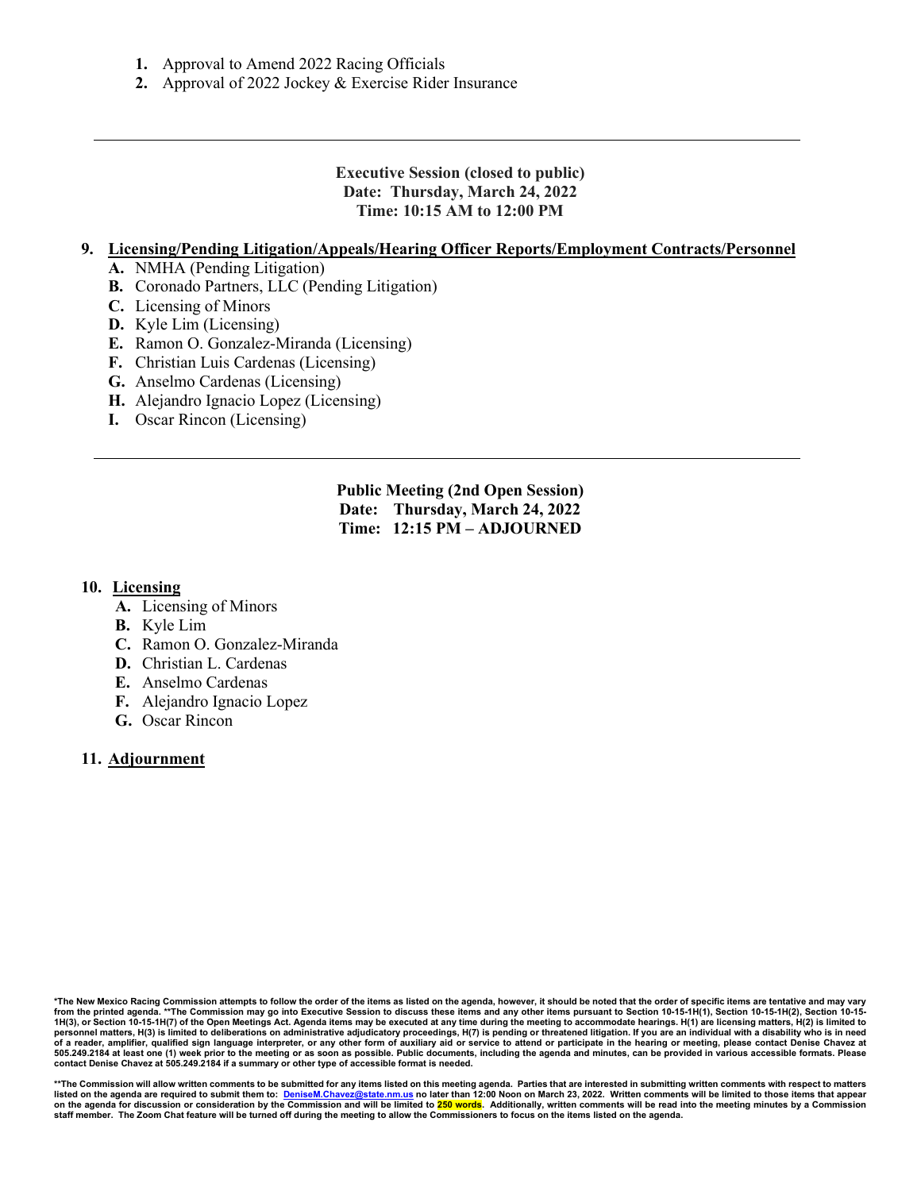1. Approval to Amend 2022 Racing Officials
2. Approval of 2022 Jockey & Exercise Rider Insurance

---

**Executive Session (closed to public)**
**Date: Thursday, March 24, 2022**
**Time: 10:15 AM to 12:00 PM**

**9. Licensing/Pending Litigation/Appeals/Hearing Officer Reports/Employment Contracts/Personnel**

- **A.** NMHA (Pending Litigation)
- **B.** Coronado Partners, LLC (Pending Litigation)
- **C.** Licensing of Minors
- **D.** Kyle Lim (Licensing)
- **E.** Ramon O. Gonzalez-Miranda (Licensing)
- **F.** Christian Luis Cardenas (Licensing)
- **G.** Anselmo Cardenas (Licensing)
- **H.** Alejandro Ignacio Lopez (Licensing)
- **I.** Oscar Rincon (Licensing)

---

**Public Meeting (2nd Open Session)**
**Date: Thursday, March 24, 2022**
**Time: 12:15 PM – ADJOURNED**

**10. Licensing**

- **A.** Licensing of Minors
- **B.** Kyle Lim
- **C.** Ramon O. Gonzalez-Miranda
- **D.** Christian L. Cardenas
- **E.** Anselmo Cardenas
- **F.** Alejandro Ignacio Lopez
- **G.** Oscar Rincon

**11. Adjournment**

**\*The New Mexico Racing Commission attempts to follow the order of the items as listed on the agenda, however, it should be noted that the order of specific items are tentative and may vary from the printed agenda. \*\*The Commission may go into Executive Session to discuss these items and any other items pursuant to Section 10-15-1H(1), Section 10-15-1H(2), Section 10-15-1H(3), or Section 10-15-1H(7) of the Open Meetings Act. Agenda items may be executed at any time during the meeting to accommodate hearings. H(1) are licensing matters, H(2) is limited to personnel matters, H(3) is limited to deliberations on administrative adjudicatory proceedings, H(7) is pending or threatened litigation. If you are an individual with a disability who is in need of a reader, amplifier, qualified sign language interpreter, or any other form of auxiliary aid or service to attend or participate in the hearing or meeting, please contact Denise Chavez at 505.249.2184 at least one (1) week prior to the meeting or as soon as possible. Public documents, including the agenda and minutes, can be provided in various accessible formats. Please contact Denise Chavez at 505.249.2184 if a summary or other type of accessible format is needed.**

**\*\*The Commission will allow written comments to be submitted for any items listed on this meeting agenda. Parties that are interested in submitting written comments with respect to matters listed on the agenda are required to submit them to: DeniseM.Chavez@state.nm.us no later than 12:00 Noon on March 23, 2022. Written comments will be limited to those items that appear on the agenda for discussion or consideration by the Commission and will be limited to 250 words. Additionally, written comments will be read into the meeting minutes by a Commission staff member. The Zoom Chat feature will be turned off during the meeting to allow the Commissioners to focus on the items listed on the agenda.**